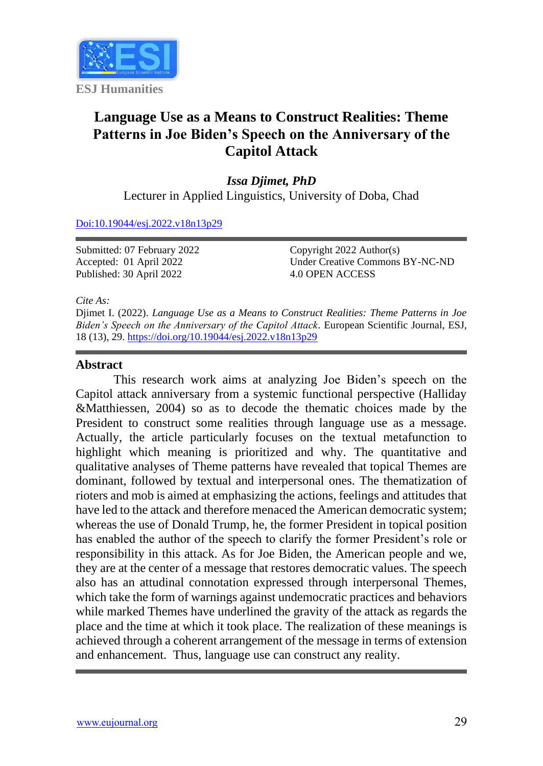ESJ Humanities

# Language Use as a Means to Construct Realities: Theme Patterns in Joe Biden's Speech on the Anniversary of the Capitol Attack

***Issa Djimet, PhD***

Lecturer in Applied Linguistics, University of Doba, Chad

Doi:10.19044/esj.2022.v18n13p29

Submitted: 07 February 2022
Accepted: 01 April 2022
Published: 30 April 2022

Copyright 2022 Author(s)
Under Creative Commons BY-NC-ND
4.0 OPEN ACCESS

*Cite As:*

Djimet I. (2022). *Language Use as a Means to Construct Realities: Theme Patterns in Joe Biden's Speech on the Anniversary of the Capitol Attack*. European Scientific Journal, ESJ, 18 (13), 29. https://doi.org/10.19044/esj.2022.v18n13p29

## Abstract

This research work aims at analyzing Joe Biden's speech on the Capitol attack anniversary from a systemic functional perspective (Halliday &Matthiessen, 2004) so as to decode the thematic choices made by the President to construct some realities through language use as a message. Actually, the article particularly focuses on the textual metafunction to highlight which meaning is prioritized and why. The quantitative and qualitative analyses of Theme patterns have revealed that topical Themes are dominant, followed by textual and interpersonal ones. The thematization of rioters and mob is aimed at emphasizing the actions, feelings and attitudes that have led to the attack and therefore menaced the American democratic system; whereas the use of Donald Trump, he, the former President in topical position has enabled the author of the speech to clarify the former President's role or responsibility in this attack. As for Joe Biden, the American people and we, they are at the center of a message that restores democratic values. The speech also has an attudinal connotation expressed through interpersonal Themes, which take the form of warnings against undemocratic practices and behaviors while marked Themes have underlined the gravity of the attack as regards the place and the time at which it took place. The realization of these meanings is achieved through a coherent arrangement of the message in terms of extension and enhancement. Thus, language use can construct any reality.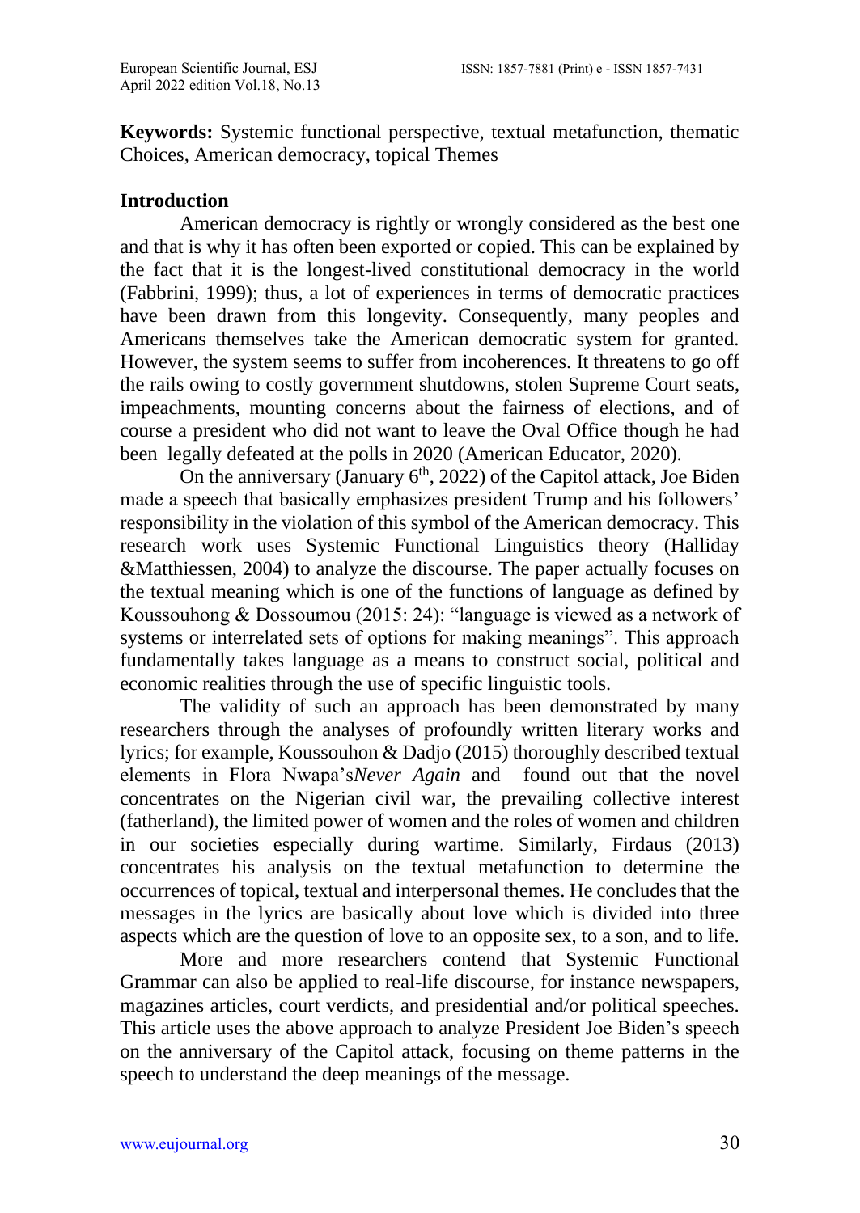**Keywords:** Systemic functional perspective, textual metafunction, thematic Choices, American democracy, topical Themes

## Introduction

American democracy is rightly or wrongly considered as the best one and that is why it has often been exported or copied. This can be explained by the fact that it is the longest-lived constitutional democracy in the world (Fabbrini, 1999); thus, a lot of experiences in terms of democratic practices have been drawn from this longevity. Consequently, many peoples and Americans themselves take the American democratic system for granted. However, the system seems to suffer from incoherences. It threatens to go off the rails owing to costly government shutdowns, stolen Supreme Court seats, impeachments, mounting concerns about the fairness of elections, and of course a president who did not want to leave the Oval Office though he had been legally defeated at the polls in 2020 (American Educator, 2020).

On the anniversary (January 6th, 2022) of the Capitol attack, Joe Biden made a speech that basically emphasizes president Trump and his followers' responsibility in the violation of this symbol of the American democracy. This research work uses Systemic Functional Linguistics theory (Halliday &Matthiessen, 2004) to analyze the discourse. The paper actually focuses on the textual meaning which is one of the functions of language as defined by Koussouhong & Dossoumou (2015: 24): "language is viewed as a network of systems or interrelated sets of options for making meanings". This approach fundamentally takes language as a means to construct social, political and economic realities through the use of specific linguistic tools.

The validity of such an approach has been demonstrated by many researchers through the analyses of profoundly written literary works and lyrics; for example, Koussouhon & Dadjo (2015) thoroughly described textual elements in Flora Nwapa's*Never Again* and found out that the novel concentrates on the Nigerian civil war, the prevailing collective interest (fatherland), the limited power of women and the roles of women and children in our societies especially during wartime. Similarly, Firdaus (2013) concentrates his analysis on the textual metafunction to determine the occurrences of topical, textual and interpersonal themes. He concludes that the messages in the lyrics are basically about love which is divided into three aspects which are the question of love to an opposite sex, to a son, and to life.

More and more researchers contend that Systemic Functional Grammar can also be applied to real-life discourse, for instance newspapers, magazines articles, court verdicts, and presidential and/or political speeches. This article uses the above approach to analyze President Joe Biden's speech on the anniversary of the Capitol attack, focusing on theme patterns in the speech to understand the deep meanings of the message.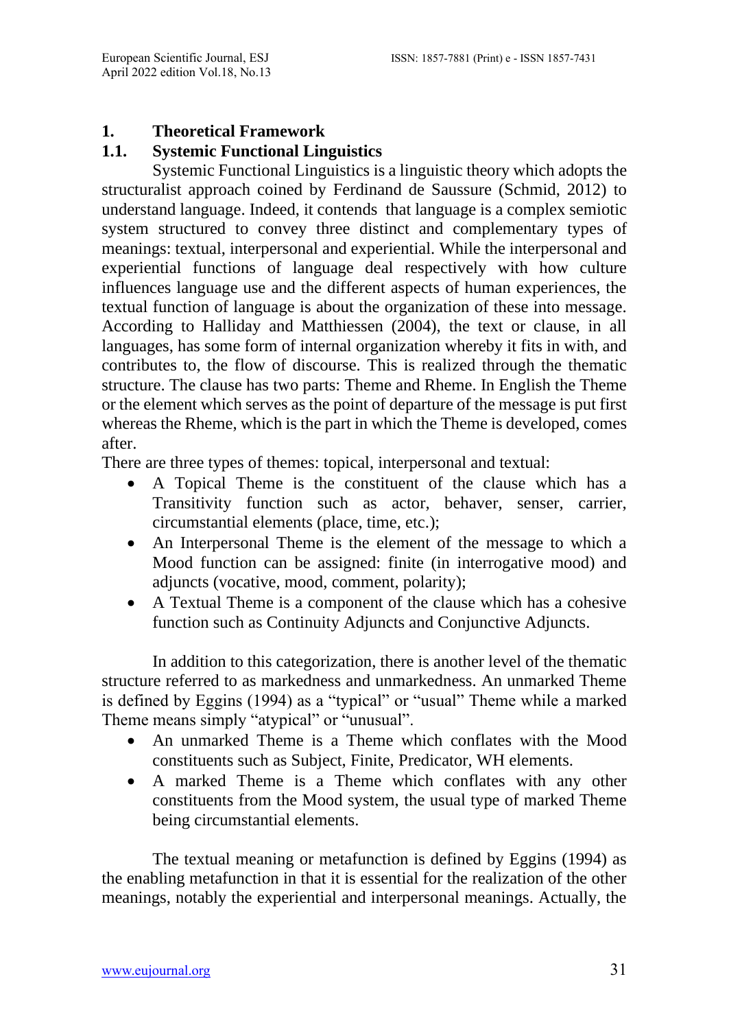## 1. Theoretical Framework

### 1.1. Systemic Functional Linguistics

Systemic Functional Linguistics is a linguistic theory which adopts the structuralist approach coined by Ferdinand de Saussure (Schmid, 2012) to understand language. Indeed, it contends that language is a complex semiotic system structured to convey three distinct and complementary types of meanings: textual, interpersonal and experiential. While the interpersonal and experiential functions of language deal respectively with how culture influences language use and the different aspects of human experiences, the textual function of language is about the organization of these into message. According to Halliday and Matthiessen (2004), the text or clause, in all languages, has some form of internal organization whereby it fits in with, and contributes to, the flow of discourse. This is realized through the thematic structure. The clause has two parts: Theme and Rheme. In English the Theme or the element which serves as the point of departure of the message is put first whereas the Rheme, which is the part in which the Theme is developed, comes after.

There are three types of themes: topical, interpersonal and textual:

- A Topical Theme is the constituent of the clause which has a Transitivity function such as actor, behaver, senser, carrier, circumstantial elements (place, time, etc.);
- An Interpersonal Theme is the element of the message to which a Mood function can be assigned: finite (in interrogative mood) and adjuncts (vocative, mood, comment, polarity);
- A Textual Theme is a component of the clause which has a cohesive function such as Continuity Adjuncts and Conjunctive Adjuncts.

In addition to this categorization, there is another level of the thematic structure referred to as markedness and unmarkedness. An unmarked Theme is defined by Eggins (1994) as a "typical" or "usual" Theme while a marked Theme means simply "atypical" or "unusual".

- An unmarked Theme is a Theme which conflates with the Mood constituents such as Subject, Finite, Predicator, WH elements.
- A marked Theme is a Theme which conflates with any other constituents from the Mood system, the usual type of marked Theme being circumstantial elements.

The textual meaning or metafunction is defined by Eggins (1994) as the enabling metafunction in that it is essential for the realization of the other meanings, notably the experiential and interpersonal meanings. Actually, the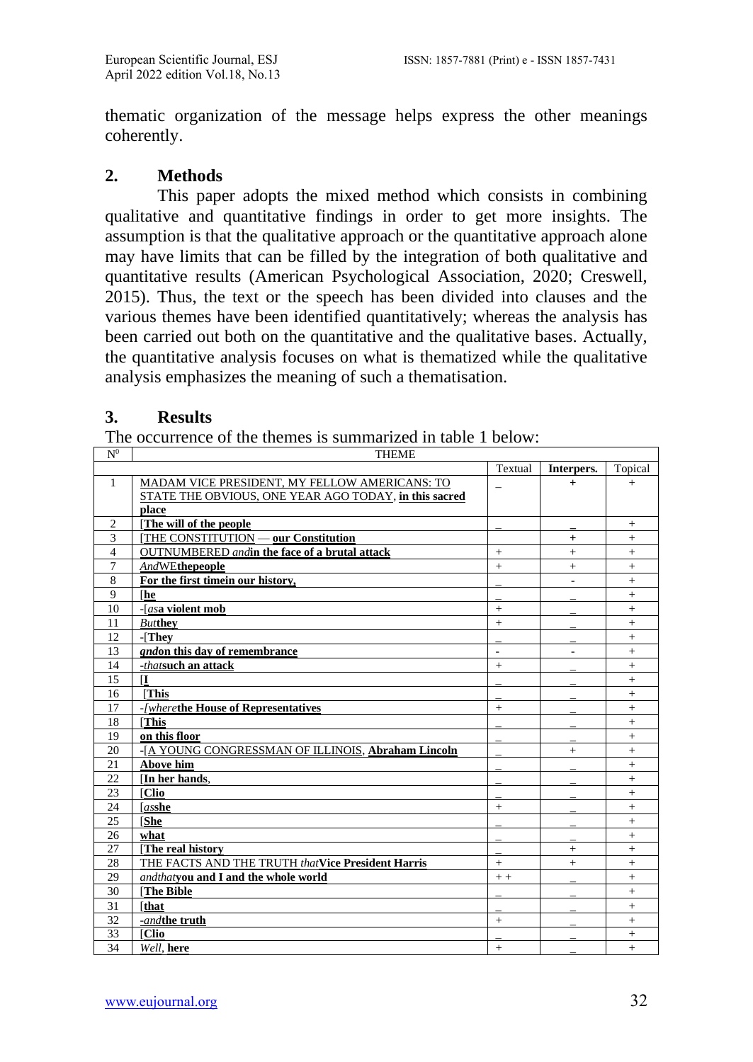thematic organization of the message helps express the other meanings coherently.

## 2. Methods

This paper adopts the mixed method which consists in combining qualitative and quantitative findings in order to get more insights. The assumption is that the qualitative approach or the quantitative approach alone may have limits that can be filled by the integration of both qualitative and quantitative results (American Psychological Association, 2020; Creswell, 2015). Thus, the text or the speech has been divided into clauses and the various themes have been identified quantitatively; whereas the analysis has been carried out both on the quantitative and the qualitative bases. Actually, the quantitative analysis focuses on what is thematized while the qualitative analysis emphasizes the meaning of such a thematisation.

## 3. Results

The occurrence of the themes is summarized in table 1 below:

| N⁰ | THEME | | | |
|---|---|---|---|---|
| | | Textual | **Interpers.** | Topical |
| 1 | MADAM VICE PRESIDENT, MY FELLOW AMERICANS: TO STATE THE OBVIOUS, ONE YEAR AGO TODAY, **in this sacred place** | _ | + | + |
| 2 | [**The will of the people** | _ | _ | + |
| 3 | [THE CONSTITUTION — **our Constitution** | | + | + |
| 4 | OUTNUMBERED *and* **in the face of a brutal attack** | + | + | + |
| 7 | *And* WE **thepeople** | + | + | + |
| 8 | **For the first timein our history,** | _ | - | + |
| 9 | [**he** | _ | _ | + |
| 10 | -[*as* **a violent mob** | + | _ | + |
| 11 | *But* **they** | + | _ | + |
| 12 | -[**They** | _ | _ | + |
| 13 | *and* **on this day of remembrance** | - | - | + |
| 14 | *-that* **such an attack** | + | _ | + |
| 15 | [**I** | _ | _ | + |
| 16 | [**This** | _ | _ | + |
| 17 | -[*where* **the House of Representatives** | + | _ | + |
| 18 | [**This** | _ | _ | + |
| 19 | **on this floor** | _ | _ | + |
| 20 | -[A YOUNG CONGRESSMAN OF ILLINOIS, **Abraham Lincoln** | _ | + | + |
| 21 | **Above him** | _ | _ | + |
| 22 | [**In her hands**, | _ | _ | + |
| 23 | [**Clio** | _ | _ | + |
| 24 | [*as* **she** | + | _ | + |
| 25 | [**She** | _ | _ | + |
| 26 | **what** | _ | _ | + |
| 27 | [**The real history** | _ | + | + |
| 28 | THE FACTS AND THE TRUTH *that* **Vice President Harris** | + | + | + |
| 29 | *andthat* **you and I and the whole world** | + + | _ | + |
| 30 | [**The Bible** | _ | _ | + |
| 31 | [**that** | _ | _ | + |
| 32 | *-and* **the truth** | + | _ | + |
| 33 | [**Clio** | _ | _ | + |
| 34 | *Well*, **here** | + | _ | + |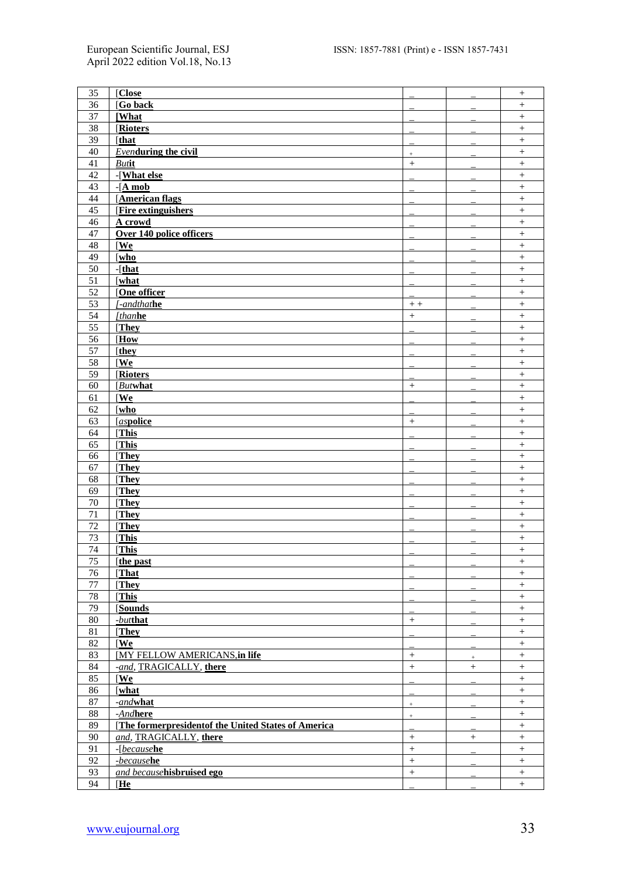| 35 | [**Close** | _ | _ | + |
|---|---|---|---|---|
| 36 | [**Go back** | _ | _ | + |
| 37 | [**What** | _ | _ | + |
| 38 | [**Rioters** | _ | _ | + |
| 39 | [**that** | _ | _ | + |
| 40 | *Even***during the civil** | + | _ | + |
| 41 | *But***it** | + | _ | + |
| 42 | -[**What else** | _ | _ | + |
| 43 | -[**A mob** | _ | _ | + |
| 44 | [**American flags** | _ | _ | + |
| 45 | [**Fire extinguishers** | _ | _ | + |
| 46 | **A crowd** | _ | _ | + |
| 47 | **Over 140 police officers** | _ | _ | + |
| 48 | [**We** | _ | _ | + |
| 49 | [**who** | _ | _ | + |
| 50 | -[**that** | _ | _ | + |
| 51 | [**what** | _ | _ | + |
| 52 | [**One officer** | _ | _ | + |
| 53 | *[-andthat***he** | + + | _ | + |
| 54 | *[than***he** | + | _ | + |
| 55 | [**They** | _ | _ | + |
| 56 | [**How** | _ | _ | + |
| 57 | [**they** | _ | _ | + |
| 58 | [**We** | _ | _ | + |
| 59 | [**Rioters** | _ | _ | + |
| 60 | [*But***what** | + | _ | + |
| 61 | [**We** | _ | _ | + |
| 62 | [**who** | _ | _ | + |
| 63 | [*as***police** | + | _ | + |
| 64 | [**This** | _ | _ | + |
| 65 | [**This** | _ | _ | + |
| 66 | [**They** | _ | _ | + |
| 67 | [**They** | _ | _ | + |
| 68 | [**They** | _ | _ | + |
| 69 | [**They** | _ | _ | + |
| 70 | [**They** | _ | _ | + |
| 71 | [**They** | _ | _ | + |
| 72 | [**They** | _ | _ | + |
| 73 | [**This** | _ | _ | + |
| 74 | [**This** | _ | _ | + |
| 75 | [**the past** | _ | _ | + |
| 76 | [**That** | _ | _ | + |
| 77 | [**They** | _ | _ | + |
| 78 | [**This** | _ | _ | + |
| 79 | [**Sounds** | _ | _ | + |
| 80 | -*but***that** | + | _ | + |
| 81 | [**They** | _ | _ | + |
| 82 | [**We** | _ | _ | + |
| 83 | [MY FELLOW AMERICANS,**in life** | + | + | + |
| 84 | -*and*, TRAGICALLY, **there** | + | + | + |
| 85 | [**We** | _ | _ | + |
| 86 | [**what** | _ | _ | + |
| 87 | -*and***what** | + | _ | + |
| 88 | -*And***here** | + | _ | + |
| 89 | [**The formerpresidentof the United States of America** | _ | _ | + |
| 90 | *and*, TRAGICALLY, **there** | + | + | + |
| 91 | -[*because***he** | + | _ | + |
| 92 | -*because***he** | + | _ | + |
| 93 | *and because***hisbruised ego** | + | _ | + |
| 94 | [**He** | _ | _ | + |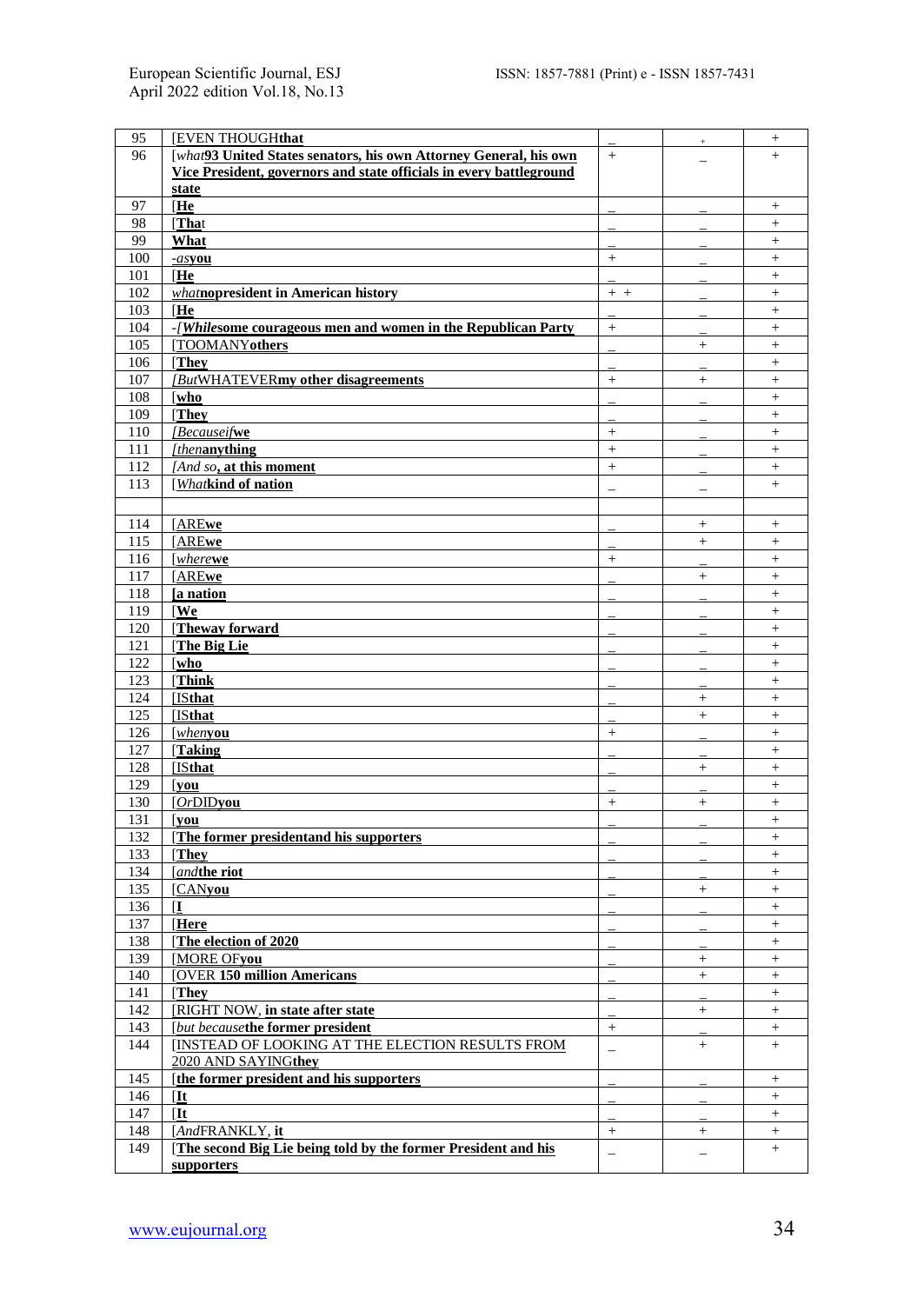| | | | | |
|---|---|---|---|---|
| 95 | [EVEN THOUGH**that** | _ | + | + |
| 96 | [*what***93 United States senators, his own Attorney General, his own Vice President, governors and state officials in every battleground state** | + | _ | + |
| 97 | [**He** | _ | _ | + |
| 98 | [**Tha**t | _ | _ | + |
| 99 | **What** | _ | _ | + |
| 100 | -*as***you** | + | _ | + |
| 101 | [**He** | _ | _ | + |
| 102 | *what***no president in American history** | + + | _ | + |
| 103 | [**He** | _ | _ | + |
| 104 | -[***While*****some courageous men and women in the Republican Party** | + | _ | + |
| 105 | [TOOMANY**others** | _ | + | + |
| 106 | [**They** | _ | _ | + |
| 107 | *[But*WHATEVER**my other disagreements** | + | + | + |
| 108 | [**who** | _ | _ | + |
| 109 | [**They** | _ | _ | + |
| 110 | *[Becauseif***we** | + | _ | + |
| 111 | *[then***anything** | + | _ | + |
| 112 | *[And so***, at this moment** | + | _ | + |
| 113 | [*What***kind of nation** | _ | _ | + |
| | | | | |
| 114 | [ARE**we** | _ | + | + |
| 115 | [ARE**we** | _ | + | + |
| 116 | [*where***we** | + | _ | + |
| 117 | [ARE**we** | _ | + | + |
| 118 | **[a nation** | _ | _ | + |
| 119 | [**We** | _ | _ | + |
| 120 | [**Theway forward** | _ | _ | + |
| 121 | [**The Big Lie** | _ | _ | + |
| 122 | [**who** | _ | _ | + |
| 123 | [**Think** | _ | _ | + |
| 124 | [IS**that** | _ | + | + |
| 125 | [IS**that** | _ | + | + |
| 126 | [*when***you** | + | _ | + |
| 127 | [**Taking** | _ | _ | + |
| 128 | [IS**that** | _ | + | + |
| 129 | [**you** | _ | _ | + |
| 130 | [*Or*DID**you** | + | + | + |
| 131 | [**you** | _ | _ | + |
| 132 | [**The former presidentand his supporters** | _ | _ | + |
| 133 | [**They** | _ | _ | + |
| 134 | [*and***the riot** | _ | _ | + |
| 135 | [CAN**you** | _ | + | + |
| 136 | [**I** | _ | _ | + |
| 137 | [**Here** | _ | _ | + |
| 138 | [**The election of 2020** | _ | _ | + |
| 139 | [MORE OF**you** | _ | + | + |
| 140 | [OVER **150 million Americans** | _ | + | + |
| 141 | [**They** | _ | _ | + |
| 142 | [RIGHT NOW, **in state after state** | _ | + | + |
| 143 | [*but because***the former president** | + | _ | + |
| 144 | [INSTEAD OF LOOKING AT THE ELECTION RESULTS FROM 2020 AND SAYING**they** | _ | + | + |
| 145 | [**the former president and his supporters** | _ | _ | + |
| 146 | [**It** | _ | _ | + |
| 147 | [**It** | _ | _ | + |
| 148 | [*And*FRANKLY, **it** | + | + | + |
| 149 | [**The second Big Lie being told by the former President and his supporters** | _ | _ | + |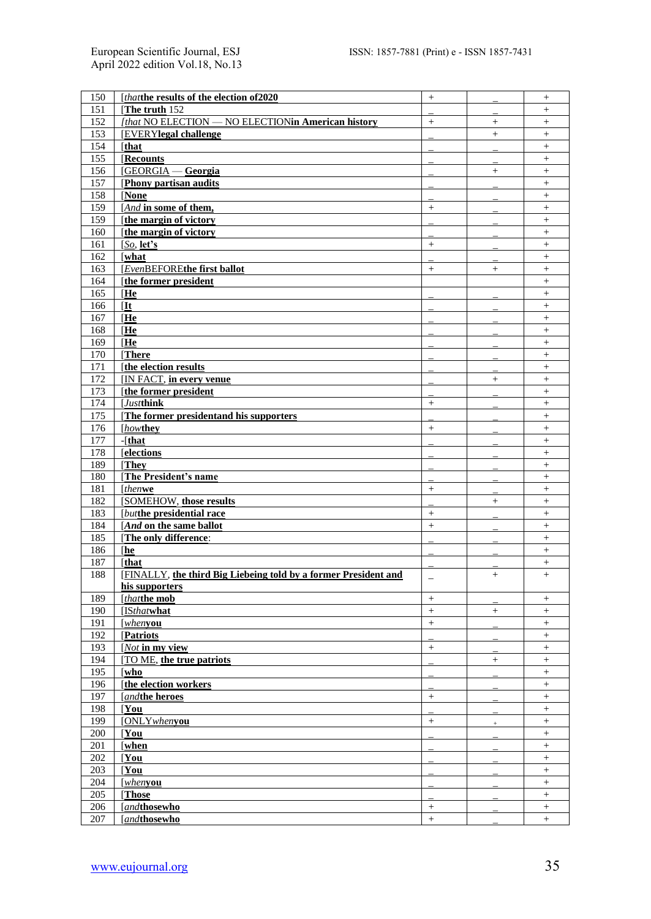| | | | | |
|---|---|---|---|---|
| 150 | [*that***the results of the election of2020** | + | _ | + |
| 151 | [**The truth** 152 | _ | _ | + |
| 152 | *[that* NO ELECTION — NO ELECTION**in American history** | + | + | + |
| 153 | [EVERY**legal challenge** | _ | + | + |
| 154 | [**that** | _ | _ | + |
| 155 | [**Recounts** | _ | _ | + |
| 156 | [GEORGIA — **Georgia** | _ | + | + |
| 157 | [**Phony partisan audits** | _ | _ | + |
| 158 | [**None** | _ | _ | + |
| 159 | [*And* **in some of them,** | + | _ | + |
| 159 | [**the margin of victory** | _ | _ | + |
| 160 | [**the margin of victory** | _ | _ | + |
| 161 | [*So*, **let's** | + | _ | + |
| 162 | [**what** | _ | _ | + |
| 163 | [*Even*BEFORE**the first ballot** | + | + | + |
| 164 | [**the former president** | | | + |
| 165 | [**He** | _ | _ | + |
| 166 | [**It** | _ | _ | + |
| 167 | [**He** | _ | _ | + |
| 168 | [**He** | _ | _ | + |
| 169 | [**He** | _ | _ | + |
| 170 | [**There** | _ | _ | + |
| 171 | [**the election results** | _ | _ | + |
| 172 | [IN FACT, **in every venue** | _ | + | + |
| 173 | [**the former president** | _ | _ | + |
| 174 | [*Just***think** | + | _ | + |
| 175 | [**The former presidentand his supporters** | _ | _ | + |
| 176 | [*how***they** | + | _ | + |
| 177 | -[**that** | _ | _ | + |
| 178 | [**elections** | _ | _ | + |
| 189 | [**They** | _ | _ | + |
| 180 | [**The President's name** | _ | _ | + |
| 181 | [*then***we** | + | _ | + |
| 182 | [SOMEHOW, **those results** | _ | + | + |
| 183 | [*but***the presidential race** | + | _ | + |
| 184 | [***And* on the same ballot** | + | _ | + |
| 185 | [**The only difference**: | _ | _ | + |
| 186 | [**he** | _ | _ | + |
| 187 | [**that** | _ | _ | + |
| 188 | [FINALLY, **the third Big Liebeing told by a former President and his supporters** | _ | + | + |
| 189 | [*that***the mob** | + | _ | + |
| 190 | [IS*that***what** | + | + | + |
| 191 | [*when***you** | + | _ | + |
| 192 | [**Patriots** | _ | _ | + |
| 193 | [*Not* **in my view** | + | _ | + |
| 194 | [TO ME, **the true patriots** | _ | + | + |
| 195 | [**who** | _ | _ | + |
| 196 | [**the election workers** | _ | _ | + |
| 197 | [*and***the heroes** | + | _ | + |
| 198 | [**You** | _ | _ | + |
| 199 | [ONLY*when***you** | + | + | + |
| 200 | [**You** | _ | _ | + |
| 201 | [**when** | _ | _ | + |
| 202 | [**You** | _ | _ | + |
| 203 | [**You** | _ | _ | + |
| 204 | [*when***you** | _ | _ | + |
| 205 | [**Those** | _ | _ | + |
| 206 | [*and***thosewho** | + | _ | + |
| 207 | [*and***thosewho** | + | _ | + |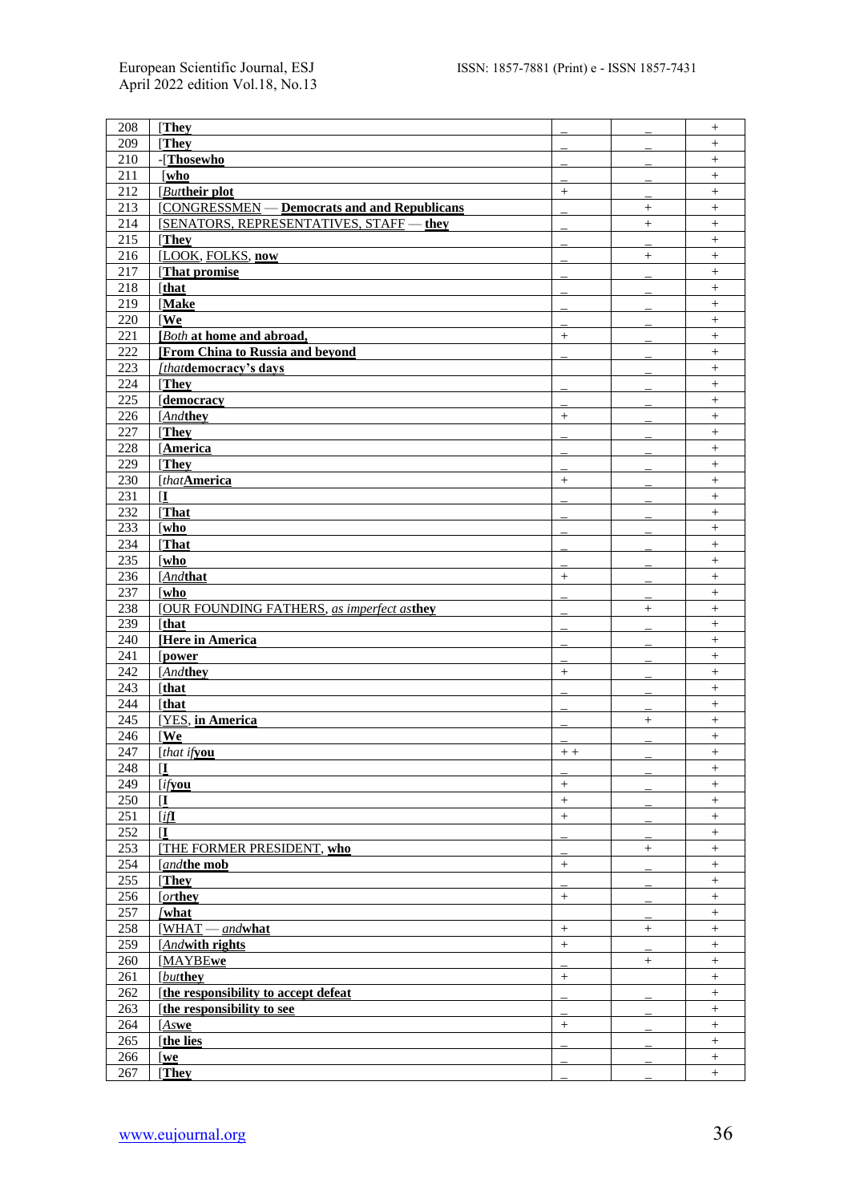| | | | | |
|---|---|---|---|---|
| 208 | [**They** | _ | _ | + |
| 209 | [**They** | _ | _ | + |
| 210 | -[**Thosewho** | _ | _ | + |
| 211 | [**who** | _ | _ | + |
| 212 | [*But***their plot** | + | _ | + |
| 213 | [CONGRESSMEN — **Democrats and and Republicans** | _ | + | + |
| 214 | [SENATORS, REPRESENTATIVES, STAFF — **they** | _ | + | + |
| 215 | [**They** | _ | _ | + |
| 216 | [LOOK, FOLKS, **now** | _ | + | + |
| 217 | [**That promise** | _ | _ | + |
| 218 | [**that** | _ | _ | + |
| 219 | [**Make** | _ | _ | + |
| 220 | [**We** | _ | _ | + |
| 221 | **[*Both* at home and abroad,** | + | _ | + |
| 222 | **[From China to Russia and beyond** | _ | _ | + |
| 223 | [*that***democracy's days** | | _ | + |
| 224 | [**They** | _ | _ | + |
| 225 | [**democracy** | _ | _ | + |
| 226 | [*And***they** | + | _ | + |
| 227 | [**They** | _ | _ | + |
| 228 | [**America** | _ | _ | + |
| 229 | [**They** | _ | _ | + |
| 230 | [*that***America** | + | _ | + |
| 231 | [**I** | _ | _ | + |
| 232 | [**That** | _ | _ | + |
| 233 | [**who** | _ | _ | + |
| 234 | [**That** | _ | _ | + |
| 235 | [**who** | _ | _ | + |
| 236 | [*And***that** | + | _ | + |
| 237 | [**who** | _ | _ | + |
| 238 | [OUR FOUNDING FATHERS, *as imperfect as***they** | _ | + | + |
| 239 | [**that** | _ | _ | + |
| 240 | **[Here in America** | _ | _ | + |
| 241 | [**power** | _ | _ | + |
| 242 | [*And***they** | + | _ | + |
| 243 | [**that** | _ | _ | + |
| 244 | [**that** | _ | _ | + |
| 245 | [YES, **in America** | _ | + | + |
| 246 | [**We** | _ | _ | + |
| 247 | [*that if***you** | + + | _ | + |
| 248 | [**I** | _ | _ | + |
| 249 | [*if***you** | + | _ | + |
| 250 | [**I** | + | _ | + |
| 251 | [*if***I** | + | _ | + |
| 252 | [**I** | _ | _ | + |
| 253 | [THE FORMER PRESIDENT, **who** | _ | + | + |
| 254 | [*and***the mob** | + | _ | + |
| 255 | [**They** | _ | _ | + |
| 256 | [*or***they** | + | _ | + |
| 257 | [**what** | | _ | + |
| 258 | [WHAT — *and***what** | + | + | + |
| 259 | [*And***with rights** | + | _ | + |
| 260 | [MAYBE**we** | _ | + | + |
| 261 | [*but***they** | + | | + |
| 262 | [**the responsibility to accept defeat** | _ | _ | + |
| 263 | [**the responsibility to see** | _ | _ | + |
| 264 | [*As***we** | + | _ | + |
| 265 | [**the lies** | _ | _ | + |
| 266 | [**we** | _ | _ | + |
| 267 | [**They** | _ | _ | + |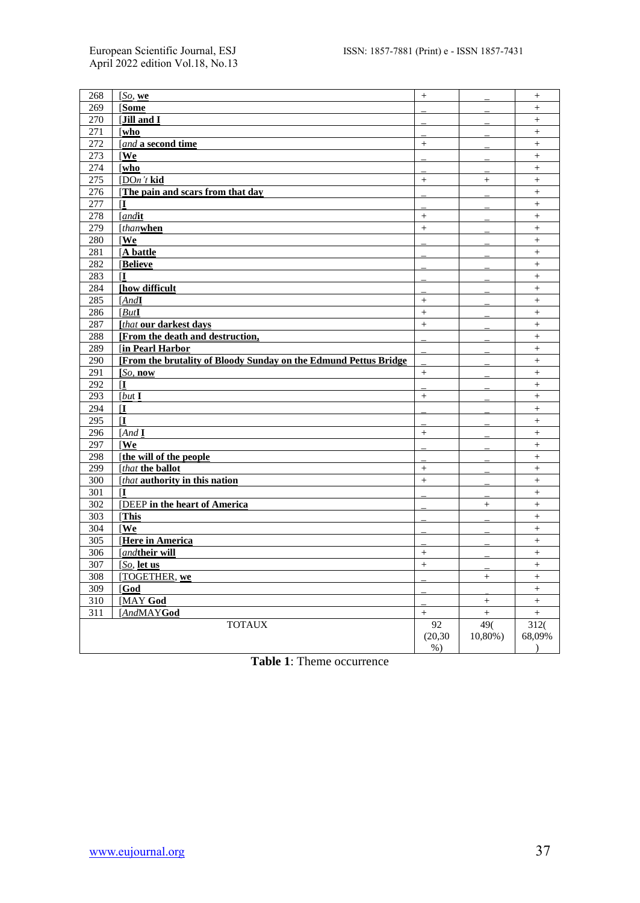| | | | | |
|---|---|---|---|---|
| 268 | [*So,* **we** | + | _ | + |
| 269 | [**Some** | _ | _ | + |
| 270 | [**Jill and I** | _ | _ | + |
| 271 | [**who** | _ | _ | + |
| 272 | [*and* **a second time** | + | _ | + |
| 273 | [**We** | _ | _ | + |
| 274 | [**who** | _ | _ | + |
| 275 | [DO*n't* **kid** | + | + | + |
| 276 | [**The pain and scars from that day** | _ | _ | + |
| 277 | [**I** | _ | _ | + |
| 278 | [*and***it** | + | _ | + |
| 279 | [*than***when** | + | _ | + |
| 280 | [**We** | _ | _ | + |
| 281 | [**A battle** | _ | _ | + |
| 282 | [**Believe** | _ | _ | + |
| 283 | [**I** | _ | _ | + |
| 284 | **[how difficult** | _ | _ | + |
| 285 | [*And***I** | + | _ | + |
| 286 | [*But***I** | + | _ | + |
| 287 | [*that* **our darkest days** | + | _ | + |
| 288 | **[From the death and destruction,** | _ | _ | + |
| 289 | [**in Pearl Harbor** | _ | _ | + |
| 290 | **[From the brutality of Bloody Sunday on the Edmund Pettus Bridge** | _ | _ | + |
| 291 | [*So,* **now** | + | _ | + |
| 292 | [**I** | _ | _ | + |
| 293 | [*but* **I** | + | _ | + |
| 294 | [**I** | _ | _ | + |
| 295 | [**I** | _ | _ | + |
| 296 | [*And* **I** | + | _ | + |
| 297 | [**We** | _ | _ | + |
| 298 | [**the will of the people** | _ | _ | + |
| 299 | [*that* **the ballot** | + | _ | + |
| 300 | [*that* **authority in this nation** | + | _ | + |
| 301 | [**I** | _ | _ | + |
| 302 | [DEEP **in the heart of America** | _ | + | + |
| 303 | [**This** | _ | _ | + |
| 304 | [**We** | _ | _ | + |
| 305 | [**Here in America** | _ | _ | + |
| 306 | [*and***their will** | + | _ | + |
| 307 | [*So,* **let us** | + | _ | + |
| 308 | [TOGETHER, **we** | _ | + | + |
| 309 | [**God** | _ | _ | + |
| 310 | [MAY **God** | _ | + | + |
| 311 | [*And*MAY**God** | + | + | + |
| TOTAUX | | 92 (20,30 %) | 49( 10,80%) | 312( 68,09% ) |

**Table 1**: Theme occurrence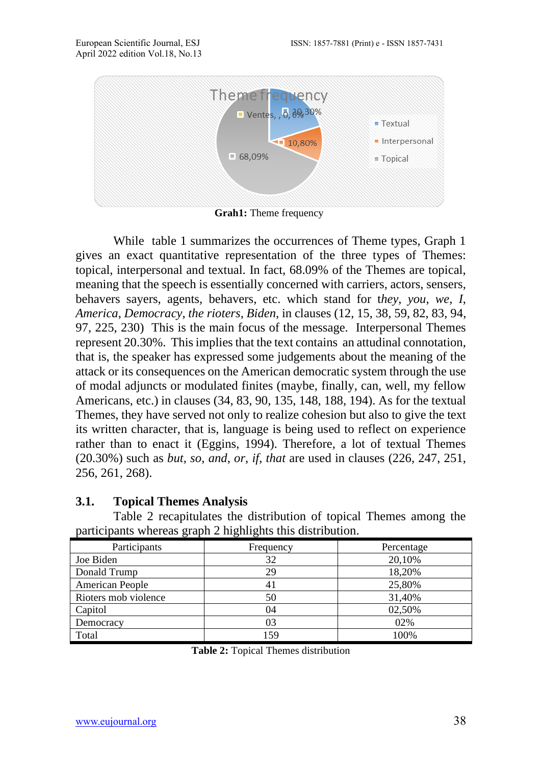Theme frequency

Ventes, , 0, 0%

20,30%

10,80%

68,09%

Textual

Interpersonal

Topical

**Grah1:** Theme frequency

While table 1 summarizes the occurrences of Theme types, Graph 1 gives an exact quantitative representation of the three types of Themes: topical, interpersonal and textual. In fact, 68.09% of the Themes are topical, meaning that the speech is essentially concerned with carriers, actors, sensers, behavers sayers, agents, behavers, etc. which stand for *they*, *you*, *we*, *I*, *America*, *Democracy*, *the rioters*, *Biden*, in clauses (12, 15, 38, 59, 82, 83, 94, 97, 225, 230) This is the main focus of the message. Interpersonal Themes represent 20.30%. This implies that the text contains an attudinal connotation, that is, the speaker has expressed some judgements about the meaning of the attack or its consequences on the American democratic system through the use of modal adjuncts or modulated finites (maybe, finally, can, well, my fellow Americans, etc.) in clauses (34, 83, 90, 135, 148, 188, 194). As for the textual Themes, they have served not only to realize cohesion but also to give the text its written character, that is, language is being used to reflect on experience rather than to enact it (Eggins, 1994). Therefore, a lot of textual Themes (20.30%) such as *but*, *so*, *and*, *or*, *if*, *that* are used in clauses (226, 247, 251, 256, 261, 268).

## 3.1. Topical Themes Analysis

Table 2 recapitulates the distribution of topical Themes among the participants whereas graph 2 highlights this distribution.

| Participants | Frequency | Percentage |
|---|---|---|
| Joe Biden | 32 | 20,10% |
| Donald Trump | 29 | 18,20% |
| American People | 41 | 25,80% |
| Rioters mob violence | 50 | 31,40% |
| Capitol | 04 | 02,50% |
| Democracy | 03 | 02% |
| Total | 159 | 100% |

**Table 2:** Topical Themes distribution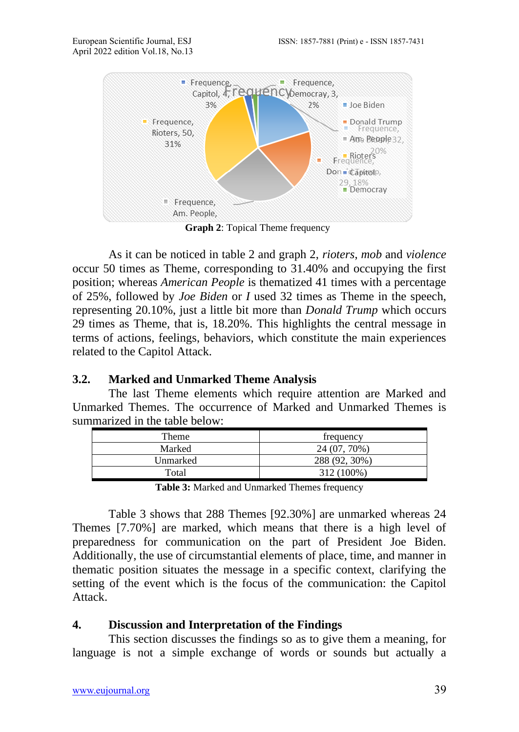Frequency

Frequence, Capitol, 4, 3%

Frequence, Democray, 3, 2%

Frequence, Rioters, 50, 31%

Frequence, Am. People,

Frequence, Joe Biden, 32, 20%

Frequence, Donald Trump, 29, 18%

Joe Biden

Donald Trump

Am. People

Rioters

Capitol

Democray

**Graph 2**: Topical Theme frequency

As it can be noticed in table 2 and graph 2, *rioters*, *mob* and *violence* occur 50 times as Theme, corresponding to 31.40% and occupying the first position; whereas *American People* is thematized 41 times with a percentage of 25%, followed by *Joe Biden* or *I* used 32 times as Theme in the speech, representing 20.10%, just a little bit more than *Donald Trump* which occurs 29 times as Theme, that is, 18.20%. This highlights the central message in terms of actions, feelings, behaviors, which constitute the main experiences related to the Capitol Attack.

## 3.2. Marked and Unmarked Theme Analysis

The last Theme elements which require attention are Marked and Unmarked Themes. The occurrence of Marked and Unmarked Themes is summarized in the table below:

| Theme | frequency |
|---|---|
| Marked | 24 (07, 70%) |
| Unmarked | 288 (92, 30%) |
| Total | 312 (100%) |

**Table 3:** Marked and Unmarked Themes frequency

Table 3 shows that 288 Themes [92.30%] are unmarked whereas 24 Themes [7.70%] are marked, which means that there is a high level of preparedness for communication on the part of President Joe Biden. Additionally, the use of circumstantial elements of place, time, and manner in thematic position situates the message in a specific context, clarifying the setting of the event which is the focus of the communication: the Capitol Attack.

# 4. Discussion and Interpretation of the Findings

This section discusses the findings so as to give them a meaning, for language is not a simple exchange of words or sounds but actually a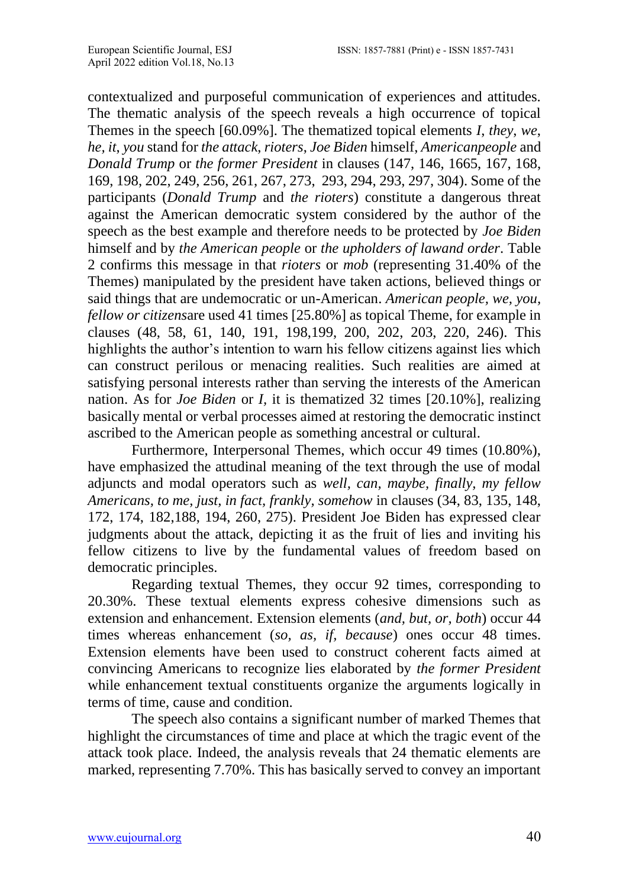contextualized and purposeful communication of experiences and attitudes. The thematic analysis of the speech reveals a high occurrence of topical Themes in the speech [60.09%]. The thematized topical elements *I*, *they*, *we*, *he*, *it*, *you* stand for *the attack*, *rioters*, *Joe Biden* himself, *Americanpeople* and *Donald Trump* or *the former President* in clauses (147, 146, 1665, 167, 168, 169, 198, 202, 249, 256, 261, 267, 273, 293, 294, 293, 297, 304). Some of the participants (*Donald Trump* and *the rioters*) constitute a dangerous threat against the American democratic system considered by the author of the speech as the best example and therefore needs to be protected by *Joe Biden* himself and by *the American people* or *the upholders of lawand order*. Table 2 confirms this message in that *rioters* or *mob* (representing 31.40% of the Themes) manipulated by the president have taken actions, believed things or said things that are undemocratic or un-American. *American people, we, you, fellow or citizens*are used 41 times [25.80%] as topical Theme, for example in clauses (48, 58, 61, 140, 191, 198,199, 200, 202, 203, 220, 246). This highlights the author's intention to warn his fellow citizens against lies which can construct perilous or menacing realities. Such realities are aimed at satisfying personal interests rather than serving the interests of the American nation. As for *Joe Biden* or *I,* it is thematized 32 times [20.10%], realizing basically mental or verbal processes aimed at restoring the democratic instinct ascribed to the American people as something ancestral or cultural.

Furthermore, Interpersonal Themes, which occur 49 times (10.80%), have emphasized the attudinal meaning of the text through the use of modal adjuncts and modal operators such as *well, can, maybe, finally, my fellow Americans, to me, just, in fact, frankly, somehow* in clauses (34, 83, 135, 148, 172, 174, 182,188, 194, 260, 275). President Joe Biden has expressed clear judgments about the attack, depicting it as the fruit of lies and inviting his fellow citizens to live by the fundamental values of freedom based on democratic principles.

Regarding textual Themes, they occur 92 times, corresponding to 20.30%. These textual elements express cohesive dimensions such as extension and enhancement. Extension elements (*and, but, or, both*) occur 44 times whereas enhancement (*so, as, if, because*) ones occur 48 times. Extension elements have been used to construct coherent facts aimed at convincing Americans to recognize lies elaborated by *the former President* while enhancement textual constituents organize the arguments logically in terms of time, cause and condition.

The speech also contains a significant number of marked Themes that highlight the circumstances of time and place at which the tragic event of the attack took place. Indeed, the analysis reveals that 24 thematic elements are marked, representing 7.70%. This has basically served to convey an important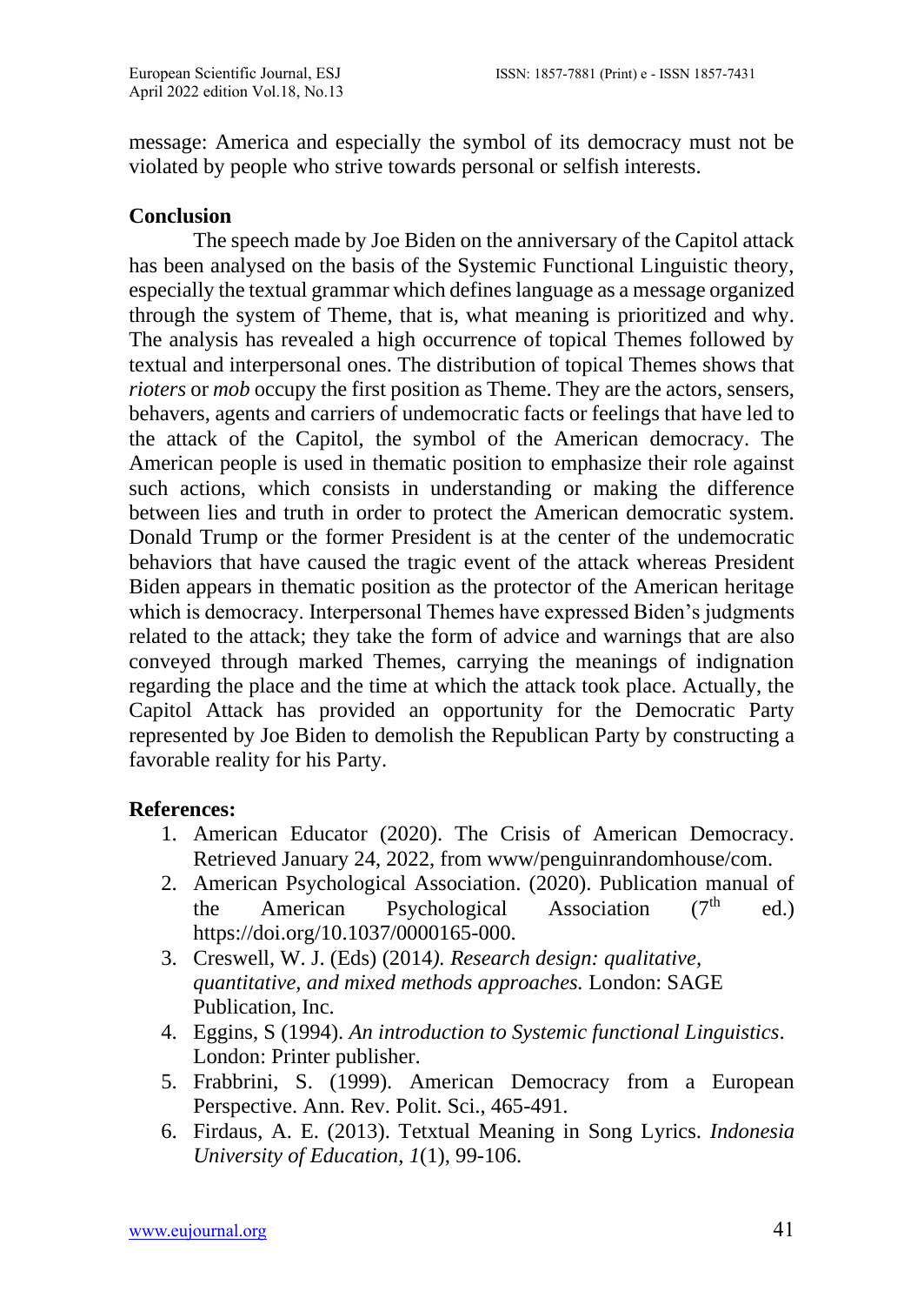message: America and especially the symbol of its democracy must not be violated by people who strive towards personal or selfish interests.

## Conclusion

The speech made by Joe Biden on the anniversary of the Capitol attack has been analysed on the basis of the Systemic Functional Linguistic theory, especially the textual grammar which defines language as a message organized through the system of Theme, that is, what meaning is prioritized and why. The analysis has revealed a high occurrence of topical Themes followed by textual and interpersonal ones. The distribution of topical Themes shows that *rioters* or *mob* occupy the first position as Theme. They are the actors, sensers, behavers, agents and carriers of undemocratic facts or feelings that have led to the attack of the Capitol, the symbol of the American democracy. The American people is used in thematic position to emphasize their role against such actions, which consists in understanding or making the difference between lies and truth in order to protect the American democratic system. Donald Trump or the former President is at the center of the undemocratic behaviors that have caused the tragic event of the attack whereas President Biden appears in thematic position as the protector of the American heritage which is democracy. Interpersonal Themes have expressed Biden's judgments related to the attack; they take the form of advice and warnings that are also conveyed through marked Themes, carrying the meanings of indignation regarding the place and the time at which the attack took place. Actually, the Capitol Attack has provided an opportunity for the Democratic Party represented by Joe Biden to demolish the Republican Party by constructing a favorable reality for his Party.

## References:

1. American Educator (2020). The Crisis of American Democracy. Retrieved January 24, 2022, from www/penguinrandomhouse/com.
2. American Psychological Association. (2020). Publication manual of the American Psychological Association (7th ed.) https://doi.org/10.1037/0000165-000.
3. Creswell, W. J. (Eds) (2014*). Research design: qualitative, quantitative, and mixed methods approaches.* London: SAGE Publication, Inc.
4. Eggins, S (1994). *An introduction to Systemic functional Linguistics*. London: Printer publisher.
5. Frabbrini, S. (1999). American Democracy from a European Perspective. Ann. Rev. Polit. Sci., 465-491.
6. Firdaus, A. E. (2013). Tetxtual Meaning in Song Lyrics. *Indonesia University of Education*, *1*(1), 99-106.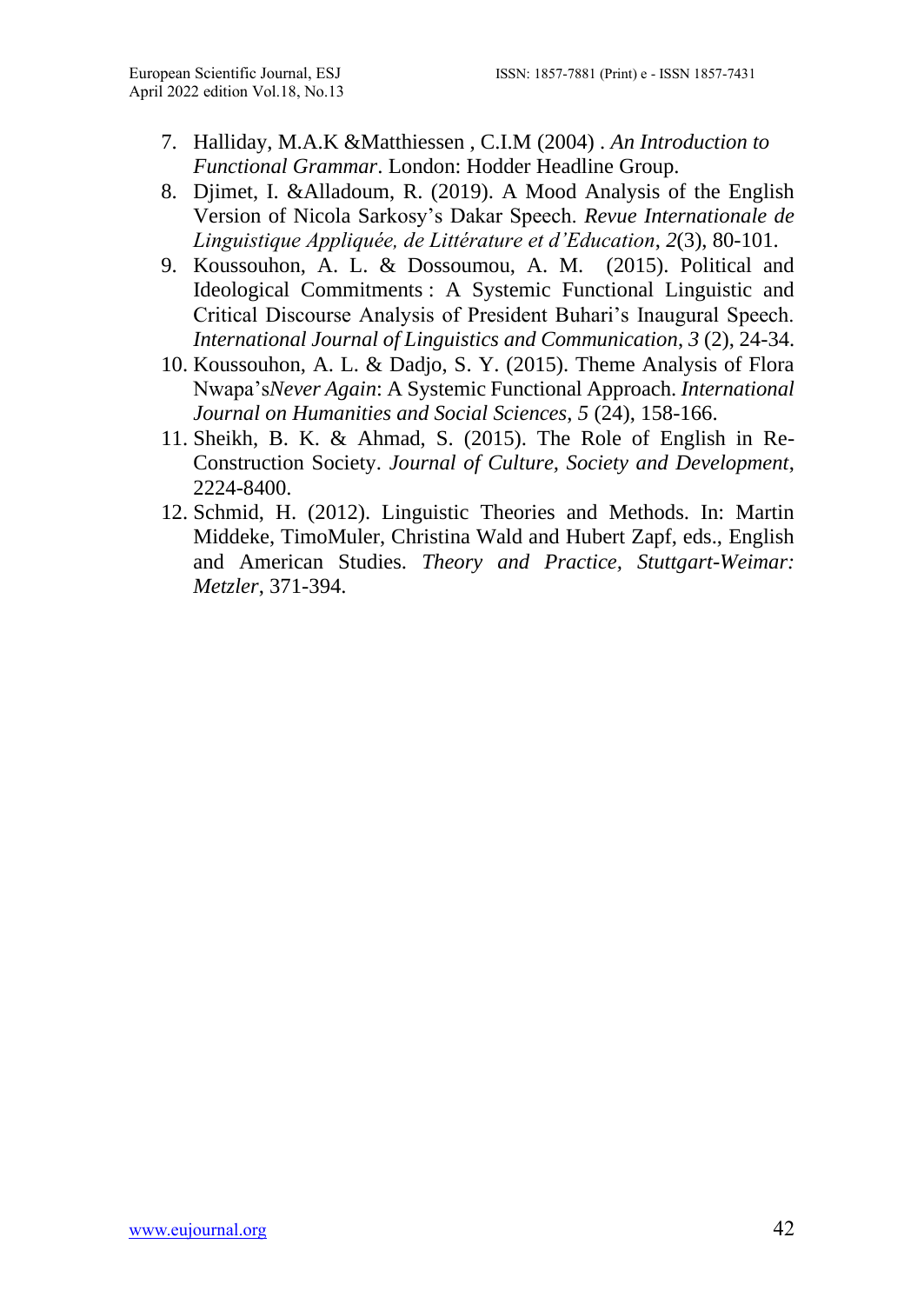7. Halliday, M.A.K &Matthiessen , C.I.M (2004) . *An Introduction to Functional Grammar*. London: Hodder Headline Group.
8. Djimet, I. &Alladoum, R. (2019). A Mood Analysis of the English Version of Nicola Sarkosy's Dakar Speech. *Revue Internationale de Linguistique Appliquée, de Littérature et d'Education*, *2*(3), 80-101.
9. Koussouhon, A. L. & Dossoumou, A. M. (2015). Political and Ideological Commitments : A Systemic Functional Linguistic and Critical Discourse Analysis of President Buhari's Inaugural Speech. *International Journal of Linguistics and Communication*, *3* (2), 24-34.
10. Koussouhon, A. L. & Dadjo, S. Y. (2015). Theme Analysis of Flora Nwapa's*Never Again*: A Systemic Functional Approach. *International Journal on Humanities and Social Sciences*, *5* (24), 158-166.
11. Sheikh, B. K. & Ahmad, S. (2015). The Role of English in Re-Construction Society. *Journal of Culture, Society and Development*, 2224-8400.
12. Schmid, H. (2012). Linguistic Theories and Methods. In: Martin Middeke, TimoMuler, Christina Wald and Hubert Zapf, eds., English and American Studies. *Theory and Practice, Stuttgart-Weimar: Metzler*, 371-394.